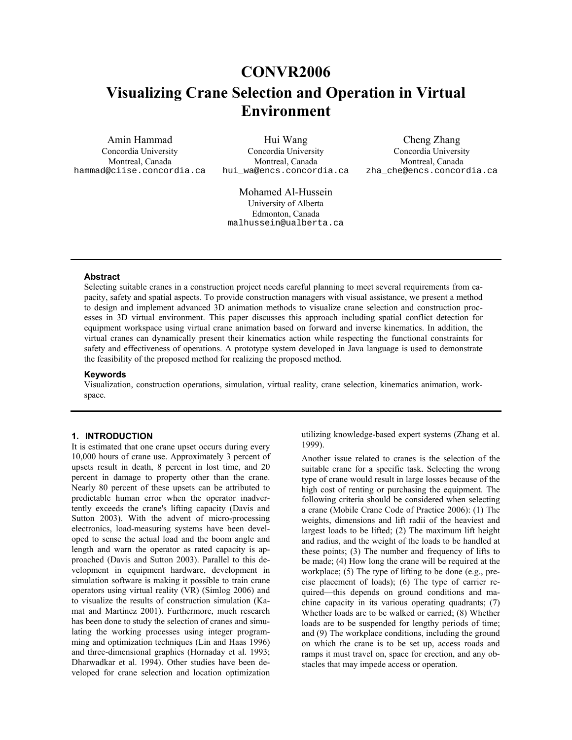# CONVR2006

# Visualizing Crane Selection and Operation in Virtual Environment

Amin Hammad
Concordia University
Montreal, Canada
hammad@ciise.concordia.ca

Hui Wang
Concordia University
Montreal, Canada
hui_wa@encs.concordia.ca

Cheng Zhang
Concordia University
Montreal, Canada
zha_che@encs.concordia.ca

Mohamed Al-Hussein
University of Alberta
Edmonton, Canada
malhussein@ualberta.ca

### Abstract

Selecting suitable cranes in a construction project needs careful planning to meet several requirements from capacity, safety and spatial aspects. To provide construction managers with visual assistance, we present a method to design and implement advanced 3D animation methods to visualize crane selection and construction processes in 3D virtual environment. This paper discusses this approach including spatial conflict detection for equipment workspace using virtual crane animation based on forward and inverse kinematics. In addition, the virtual cranes can dynamically present their kinematics action while respecting the functional constraints for safety and effectiveness of operations. A prototype system developed in Java language is used to demonstrate the feasibility of the proposed method for realizing the proposed method.

### Keywords

Visualization, construction operations, simulation, virtual reality, crane selection, kinematics animation, workspace.

## 1. INTRODUCTION

It is estimated that one crane upset occurs during every 10,000 hours of crane use. Approximately 3 percent of upsets result in death, 8 percent in lost time, and 20 percent in damage to property other than the crane. Nearly 80 percent of these upsets can be attributed to predictable human error when the operator inadvertently exceeds the crane's lifting capacity (Davis and Sutton 2003). With the advent of micro-processing electronics, load-measuring systems have been developed to sense the actual load and the boom angle and length and warn the operator as rated capacity is approached (Davis and Sutton 2003). Parallel to this development in equipment hardware, development in simulation software is making it possible to train crane operators using virtual reality (VR) (Simlog 2006) and to visualize the results of construction simulation (Kamat and Martinez 2001). Furthermore, much research has been done to study the selection of cranes and simulating the working processes using integer programming and optimization techniques (Lin and Haas 1996) and three-dimensional graphics (Hornaday et al. 1993; Dharwadkar et al. 1994). Other studies have been developed for crane selection and location optimization utilizing knowledge-based expert systems (Zhang et al. 1999).

Another issue related to cranes is the selection of the suitable crane for a specific task. Selecting the wrong type of crane would result in large losses because of the high cost of renting or purchasing the equipment. The following criteria should be considered when selecting a crane (Mobile Crane Code of Practice 2006): (1) The weights, dimensions and lift radii of the heaviest and largest loads to be lifted; (2) The maximum lift height and radius, and the weight of the loads to be handled at these points; (3) The number and frequency of lifts to be made; (4) How long the crane will be required at the workplace; (5) The type of lifting to be done (e.g., precise placement of loads); (6) The type of carrier required—this depends on ground conditions and machine capacity in its various operating quadrants; (7) Whether loads are to be walked or carried; (8) Whether loads are to be suspended for lengthy periods of time; and (9) The workplace conditions, including the ground on which the crane is to be set up, access roads and ramps it must travel on, space for erection, and any obstacles that may impede access or operation.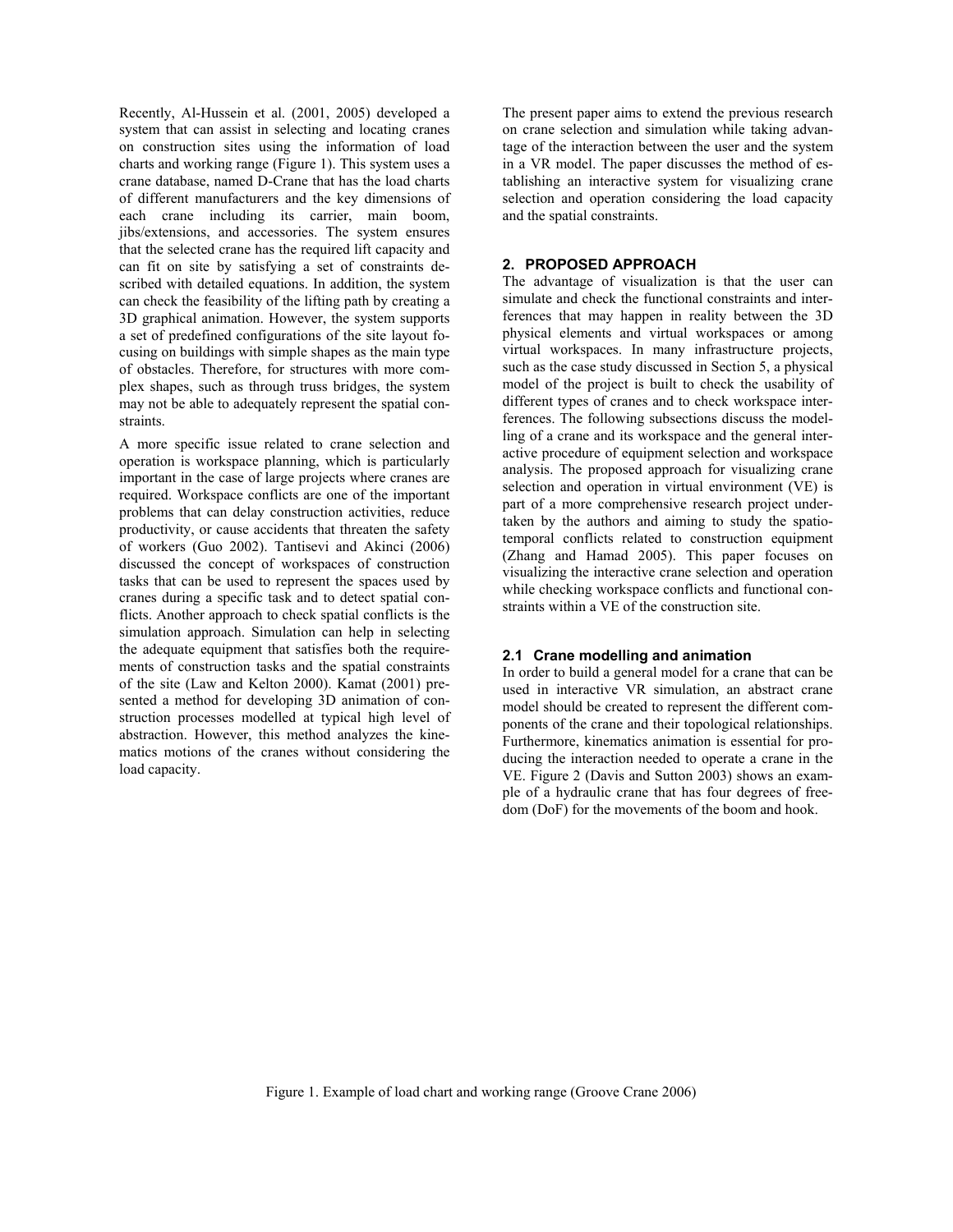Recently, Al-Hussein et al. (2001, 2005) developed a system that can assist in selecting and locating cranes on construction sites using the information of load charts and working range (Figure 1). This system uses a crane database, named D-Crane that has the load charts of different manufacturers and the key dimensions of each crane including its carrier, main boom, jibs/extensions, and accessories. The system ensures that the selected crane has the required lift capacity and can fit on site by satisfying a set of constraints described with detailed equations. In addition, the system can check the feasibility of the lifting path by creating a 3D graphical animation. However, the system supports a set of predefined configurations of the site layout focusing on buildings with simple shapes as the main type of obstacles. Therefore, for structures with more complex shapes, such as through truss bridges, the system may not be able to adequately represent the spatial constraints.

A more specific issue related to crane selection and operation is workspace planning, which is particularly important in the case of large projects where cranes are required. Workspace conflicts are one of the important problems that can delay construction activities, reduce productivity, or cause accidents that threaten the safety of workers (Guo 2002). Tantisevi and Akinci (2006) discussed the concept of workspaces of construction tasks that can be used to represent the spaces used by cranes during a specific task and to detect spatial conflicts. Another approach to check spatial conflicts is the simulation approach. Simulation can help in selecting the adequate equipment that satisfies both the requirements of construction tasks and the spatial constraints of the site (Law and Kelton 2000). Kamat (2001) presented a method for developing 3D animation of construction processes modelled at typical high level of abstraction. However, this method analyzes the kinematics motions of the cranes without considering the load capacity.

The present paper aims to extend the previous research on crane selection and simulation while taking advantage of the interaction between the user and the system in a VR model. The paper discusses the method of establishing an interactive system for visualizing crane selection and operation considering the load capacity and the spatial constraints.

## 2. PROPOSED APPROACH

The advantage of visualization is that the user can simulate and check the functional constraints and interferences that may happen in reality between the 3D physical elements and virtual workspaces or among virtual workspaces. In many infrastructure projects, such as the case study discussed in Section 5, a physical model of the project is built to check the usability of different types of cranes and to check workspace interferences. The following subsections discuss the modelling of a crane and its workspace and the general interactive procedure of equipment selection and workspace analysis. The proposed approach for visualizing crane selection and operation in virtual environment (VE) is part of a more comprehensive research project undertaken by the authors and aiming to study the spatio-temporal conflicts related to construction equipment (Zhang and Hamad 2005). This paper focuses on visualizing the interactive crane selection and operation while checking workspace conflicts and functional constraints within a VE of the construction site.

### 2.1 Crane modelling and animation

In order to build a general model for a crane that can be used in interactive VR simulation, an abstract crane model should be created to represent the different components of the crane and their topological relationships. Furthermore, kinematics animation is essential for producing the interaction needed to operate a crane in the VE. Figure 2 (Davis and Sutton 2003) shows an example of a hydraulic crane that has four degrees of freedom (DoF) for the movements of the boom and hook.

Figure 1. Example of load chart and working range (Groove Crane 2006)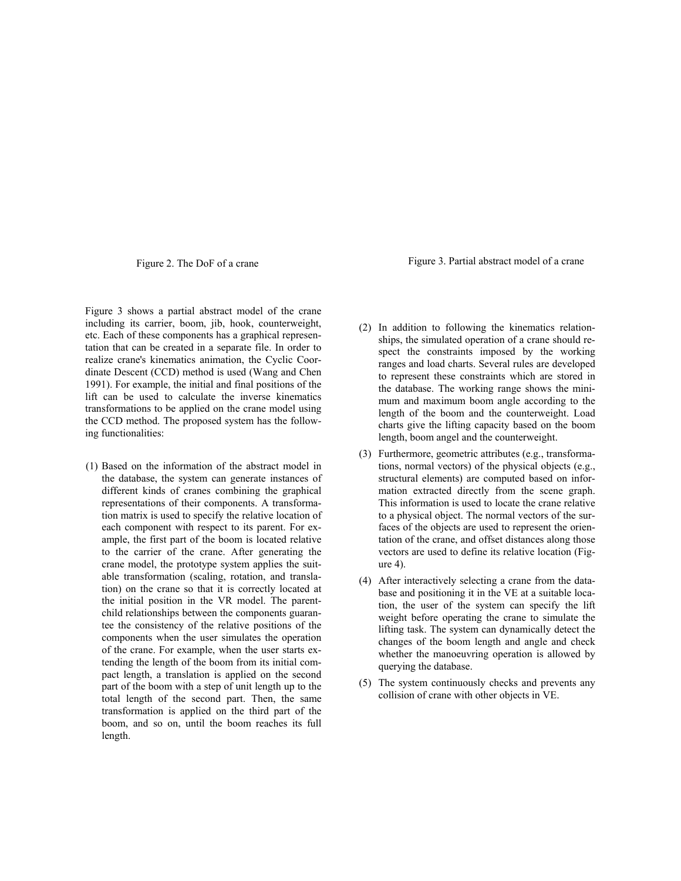Figure 2. The DoF of a crane

Figure 3. Partial abstract model of a crane

Figure 3 shows a partial abstract model of the crane including its carrier, boom, jib, hook, counterweight, etc. Each of these components has a graphical representation that can be created in a separate file. In order to realize crane's kinematics animation, the Cyclic Coordinate Descent (CCD) method is used (Wang and Chen 1991). For example, the initial and final positions of the lift can be used to calculate the inverse kinematics transformations to be applied on the crane model using the CCD method. The proposed system has the following functionalities:

(1) Based on the information of the abstract model in the database, the system can generate instances of different kinds of cranes combining the graphical representations of their components. A transformation matrix is used to specify the relative location of each component with respect to its parent. For example, the first part of the boom is located relative to the carrier of the crane. After generating the crane model, the prototype system applies the suitable transformation (scaling, rotation, and translation) on the crane so that it is correctly located at the initial position in the VR model. The parent-child relationships between the components guarantee the consistency of the relative positions of the components when the user simulates the operation of the crane. For example, when the user starts extending the length of the boom from its initial compact length, a translation is applied on the second part of the boom with a step of unit length up to the total length of the second part. Then, the same transformation is applied on the third part of the boom, and so on, until the boom reaches its full length.

(2) In addition to following the kinematics relationships, the simulated operation of a crane should respect the constraints imposed by the working ranges and load charts. Several rules are developed to represent these constraints which are stored in the database. The working range shows the minimum and maximum boom angle according to the length of the boom and the counterweight. Load charts give the lifting capacity based on the boom length, boom angel and the counterweight.

(3) Furthermore, geometric attributes (e.g., transformations, normal vectors) of the physical objects (e.g., structural elements) are computed based on information extracted directly from the scene graph. This information is used to locate the crane relative to a physical object. The normal vectors of the surfaces of the objects are used to represent the orientation of the crane, and offset distances along those vectors are used to define its relative location (Figure 4).

(4) After interactively selecting a crane from the database and positioning it in the VE at a suitable location, the user of the system can specify the lift weight before operating the crane to simulate the lifting task. The system can dynamically detect the changes of the boom length and angle and check whether the manoeuvring operation is allowed by querying the database.

(5) The system continuously checks and prevents any collision of crane with other objects in VE.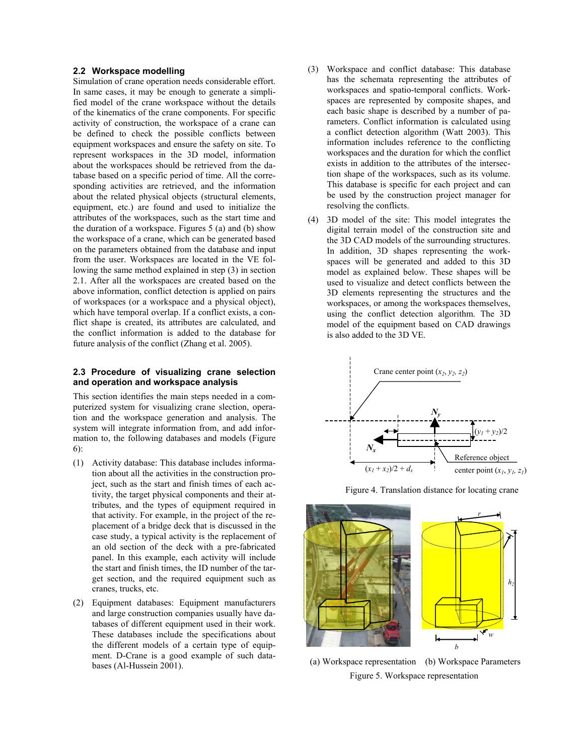### 2.2 Workspace modelling

Simulation of crane operation needs considerable effort. In same cases, it may be enough to generate a simplified model of the crane workspace without the details of the kinematics of the crane components. For specific activity of construction, the workspace of a crane can be defined to check the possible conflicts between equipment workspaces and ensure the safety on site. To represent workspaces in the 3D model, information about the workspaces should be retrieved from the database based on a specific period of time. All the corresponding activities are retrieved, and the information about the related physical objects (structural elements, equipment, etc.) are found and used to initialize the attributes of the workspaces, such as the start time and the duration of a workspace. Figures 5 (a) and (b) show the workspace of a crane, which can be generated based on the parameters obtained from the database and input from the user. Workspaces are located in the VE following the same method explained in step (3) in section 2.1. After all the workspaces are created based on the above information, conflict detection is applied on pairs of workspaces (or a workspace and a physical object), which have temporal overlap. If a conflict exists, a conflict shape is created, its attributes are calculated, and the conflict information is added to the database for future analysis of the conflict (Zhang et al. 2005).

### 2.3 Procedure of visualizing crane selection and operation and workspace analysis

This section identifies the main steps needed in a computerized system for visualizing crane slection, operation and the workspace generation and analysis. The system will integrate information from, and add information to, the following databases and models (Figure 6):

(1) Activity database: This database includes information about all the activities in the construction project, such as the start and finish times of each activity, the target physical components and their attributes, and the types of equipment required in that activity. For example, in the project of the replacement of a bridge deck that is discussed in the case study, a typical activity is the replacement of an old section of the deck with a pre-fabricated panel. In this example, each activity will include the start and finish times, the ID number of the target section, and the required equipment such as cranes, trucks, etc.

(2) Equipment databases: Equipment manufacturers and large construction companies usually have databases of different equipment used in their work. These databases include the specifications about the different models of a certain type of equipment. D-Crane is a good example of such databases (Al-Hussein 2001).

(3) Workspace and conflict database: This database has the schemata representing the attributes of workspaces and spatio-temporal conflicts. Workspaces are represented by composite shapes, and each basic shape is described by a number of parameters. Conflict information is calculated using a conflict detection algorithm (Watt 2003). This information includes reference to the conflicting workspaces and the duration for which the conflict exists in addition to the attributes of the intersection shape of the workspaces, such as its volume. This database is specific for each project and can be used by the construction project manager for resolving the conflicts.

(4) 3D model of the site: This model integrates the digital terrain model of the construction site and the 3D CAD models of the surrounding structures. In addition, 3D shapes representing the workspaces will be generated and added to this 3D model as explained below. These shapes will be used to visualize and detect conflicts between the 3D elements representing the structures and the workspaces, or among the workspaces themselves, using the conflict detection algorithm. The 3D model of the equipment based on CAD drawings is also added to the 3D VE.

Figure 4. Translation distance for locating crane

(a) Workspace representation (b) Workspace Parameters

Figure 5. Workspace representation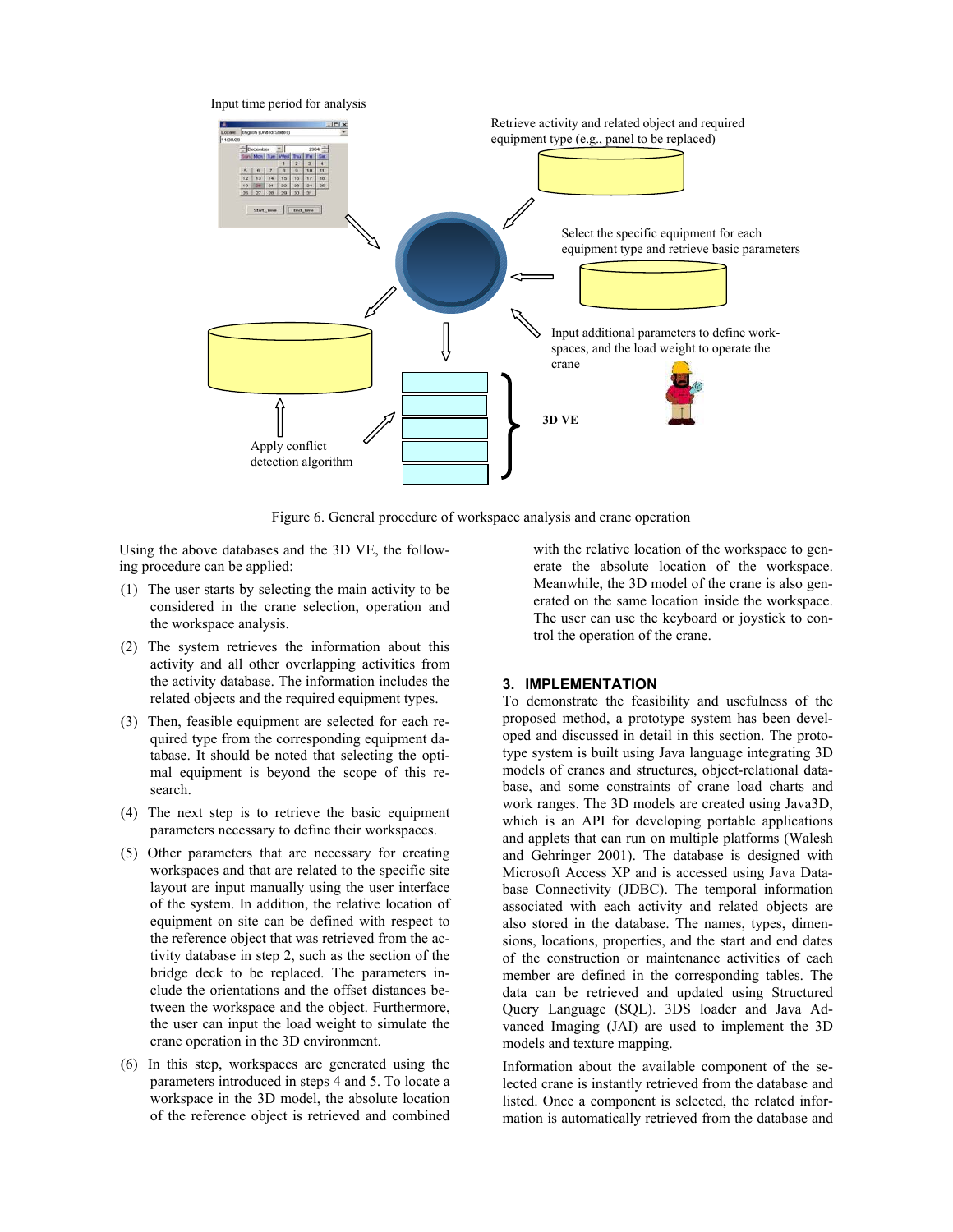Input time period for analysis

Retrieve activity and related object and required equipment type (e.g., panel to be replaced)

Select the specific equipment for each equipment type and retrieve basic parameters

Input additional parameters to define workspaces, and the load weight to operate the crane

3D VE

Apply conflict detection algorithm

Figure 6. General procedure of workspace analysis and crane operation

Using the above databases and the 3D VE, the following procedure can be applied:

(1) The user starts by selecting the main activity to be considered in the crane selection, operation and the workspace analysis.

(2) The system retrieves the information about this activity and all other overlapping activities from the activity database. The information includes the related objects and the required equipment types.

(3) Then, feasible equipment are selected for each required type from the corresponding equipment database. It should be noted that selecting the optimal equipment is beyond the scope of this research.

(4) The next step is to retrieve the basic equipment parameters necessary to define their workspaces.

(5) Other parameters that are necessary for creating workspaces and that are related to the specific site layout are input manually using the user interface of the system. In addition, the relative location of equipment on site can be defined with respect to the reference object that was retrieved from the activity database in step 2, such as the section of the bridge deck to be replaced. The parameters include the orientations and the offset distances between the workspace and the object. Furthermore, the user can input the load weight to simulate the crane operation in the 3D environment.

(6) In this step, workspaces are generated using the parameters introduced in steps 4 and 5. To locate a workspace in the 3D model, the absolute location of the reference object is retrieved and combined with the relative location of the workspace to generate the absolute location of the workspace. Meanwhile, the 3D model of the crane is also generated on the same location inside the workspace. The user can use the keyboard or joystick to control the operation of the crane.

## 3. IMPLEMENTATION

To demonstrate the feasibility and usefulness of the proposed method, a prototype system has been developed and discussed in detail in this section. The prototype system is built using Java language integrating 3D models of cranes and structures, object-relational database, and some constraints of crane load charts and work ranges. The 3D models are created using Java3D, which is an API for developing portable applications and applets that can run on multiple platforms (Walesh and Gehringer 2001). The database is designed with Microsoft Access XP and is accessed using Java Database Connectivity (JDBC). The temporal information associated with each activity and related objects are also stored in the database. The names, types, dimensions, locations, properties, and the start and end dates of the construction or maintenance activities of each member are defined in the corresponding tables. The data can be retrieved and updated using Structured Query Language (SQL). 3DS loader and Java Advanced Imaging (JAI) are used to implement the 3D models and texture mapping.

Information about the available component of the selected crane is instantly retrieved from the database and listed. Once a component is selected, the related information is automatically retrieved from the database and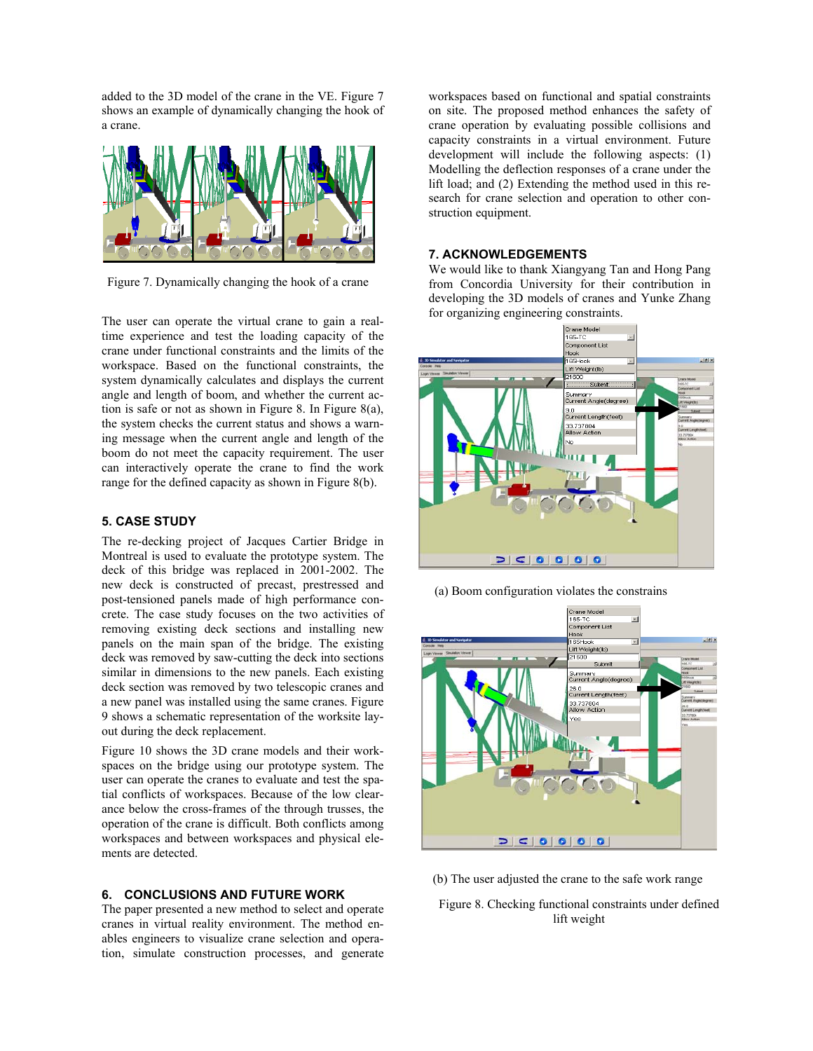added to the 3D model of the crane in the VE. Figure 7 shows an example of dynamically changing the hook of a crane.

Figure 7. Dynamically changing the hook of a crane

The user can operate the virtual crane to gain a real-time experience and test the loading capacity of the crane under functional constraints and the limits of the workspace. Based on the functional constraints, the system dynamically calculates and displays the current angle and length of boom, and whether the current action is safe or not as shown in Figure 8. In Figure 8(a), the system checks the current status and shows a warning message when the current angle and length of the boom do not meet the capacity requirement. The user can interactively operate the crane to find the work range for the defined capacity as shown in Figure 8(b).

## 5. CASE STUDY

The re-decking project of Jacques Cartier Bridge in Montreal is used to evaluate the prototype system. The deck of this bridge was replaced in 2001-2002. The new deck is constructed of precast, prestressed and post-tensioned panels made of high performance concrete. The case study focuses on the two activities of removing existing deck sections and installing new panels on the main span of the bridge. The existing deck was removed by saw-cutting the deck into sections similar in dimensions to the new panels. Each existing deck section was removed by two telescopic cranes and a new panel was installed using the same cranes. Figure 9 shows a schematic representation of the worksite layout during the deck replacement.

Figure 10 shows the 3D crane models and their workspaces on the bridge using our prototype system. The user can operate the cranes to evaluate and test the spatial conflicts of workspaces. Because of the low clearance below the cross-frames of the through trusses, the operation of the crane is difficult. Both conflicts among workspaces and between workspaces and physical elements are detected.

## 6. CONCLUSIONS AND FUTURE WORK

The paper presented a new method to select and operate cranes in virtual reality environment. The method enables engineers to visualize crane selection and operation, simulate construction processes, and generate workspaces based on functional and spatial constraints on site. The proposed method enhances the safety of crane operation by evaluating possible collisions and capacity constraints in a virtual environment. Future development will include the following aspects: (1) Modelling the deflection responses of a crane under the lift load; and (2) Extending the method used in this research for crane selection and operation to other construction equipment.

## 7. ACKNOWLEDGEMENTS

We would like to thank Xiangyang Tan and Hong Pang from Concordia University for their contribution in developing the 3D models of cranes and Yunke Zhang for organizing engineering constraints.

(a) Boom configuration violates the constrains

(b) The user adjusted the crane to the safe work range

Figure 8. Checking functional constraints under defined lift weight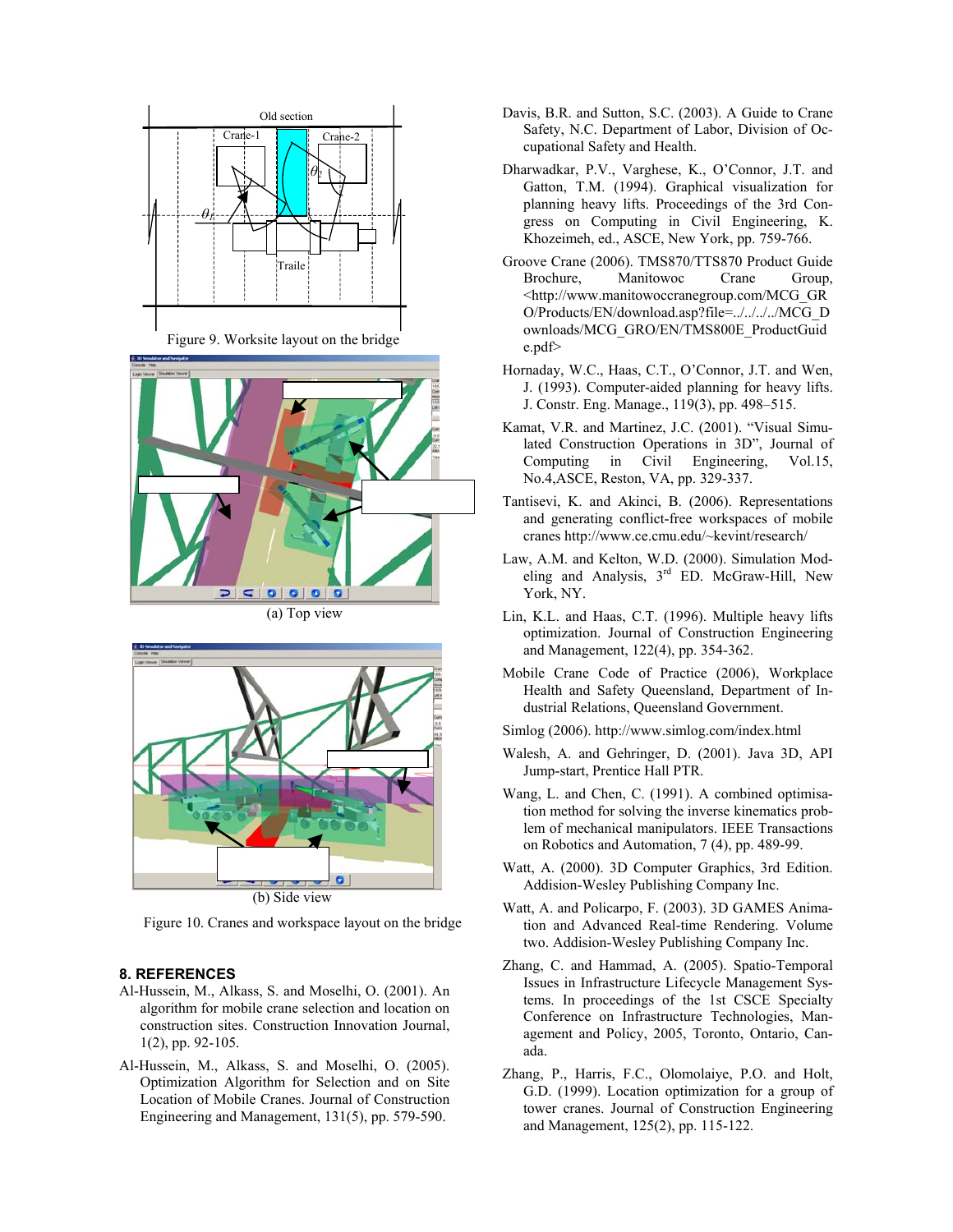Old section

Crane-1

Crane-2

$\theta_2$

$\theta_1$

Traile

Figure 9. Worksite layout on the bridge

(a) Top view

(b) Side view

Figure 10. Cranes and workspace layout on the bridge

## 8. REFERENCES

Al-Hussein, M., Alkass, S. and Moselhi, O. (2001). An algorithm for mobile crane selection and location on construction sites. Construction Innovation Journal, 1(2), pp. 92-105.

Al-Hussein, M., Alkass, S. and Moselhi, O. (2005). Optimization Algorithm for Selection and on Site Location of Mobile Cranes. Journal of Construction Engineering and Management, 131(5), pp. 579-590.

Davis, B.R. and Sutton, S.C. (2003). A Guide to Crane Safety, N.C. Department of Labor, Division of Occupational Safety and Health.

Dharwadkar, P.V., Varghese, K., O'Connor, J.T. and Gatton, T.M. (1994). Graphical visualization for planning heavy lifts. Proceedings of the 3rd Congress on Computing in Civil Engineering, K. Khozeimeh, ed., ASCE, New York, pp. 759-766.

Groove Crane (2006). TMS870/TTS870 Product Guide Brochure, Manitowoc Crane Group, <http://www.manitowoccranegroup.com/MCG_GRO/Products/EN/download.asp?file=../../../../MCG_Downloads/MCG_GRO/EN/TMS800E_ProductGuide.pdf>

Hornaday, W.C., Haas, C.T., O'Connor, J.T. and Wen, J. (1993). Computer-aided planning for heavy lifts. J. Constr. Eng. Manage., 119(3), pp. 498–515.

Kamat, V.R. and Martinez, J.C. (2001). "Visual Simulated Construction Operations in 3D", Journal of Computing in Civil Engineering, Vol.15, No.4,ASCE, Reston, VA, pp. 329-337.

Tantisevi, K. and Akinci, B. (2006). Representations and generating conflict-free workspaces of mobile cranes http://www.ce.cmu.edu/~kevint/research/

Law, A.M. and Kelton, W.D. (2000). Simulation Modeling and Analysis, 3rd ED. McGraw-Hill, New York, NY.

Lin, K.L. and Haas, C.T. (1996). Multiple heavy lifts optimization. Journal of Construction Engineering and Management, 122(4), pp. 354-362.

Mobile Crane Code of Practice (2006), Workplace Health and Safety Queensland, Department of Industrial Relations, Queensland Government.

Simlog (2006). http://www.simlog.com/index.html

Walesh, A. and Gehringer, D. (2001). Java 3D, API Jump-start, Prentice Hall PTR.

Wang, L. and Chen, C. (1991). A combined optimisation method for solving the inverse kinematics problem of mechanical manipulators. IEEE Transactions on Robotics and Automation, 7 (4), pp. 489-99.

Watt, A. (2000). 3D Computer Graphics, 3rd Edition. Addision-Wesley Publishing Company Inc.

Watt, A. and Policarpo, F. (2003). 3D GAMES Animation and Advanced Real-time Rendering. Volume two. Addision-Wesley Publishing Company Inc.

Zhang, C. and Hammad, A. (2005). Spatio-Temporal Issues in Infrastructure Lifecycle Management Systems. In proceedings of the 1st CSCE Specialty Conference on Infrastructure Technologies, Management and Policy, 2005, Toronto, Ontario, Canada.

Zhang, P., Harris, F.C., Olomolaiye, P.O. and Holt, G.D. (1999). Location optimization for a group of tower cranes. Journal of Construction Engineering and Management, 125(2), pp. 115-122.